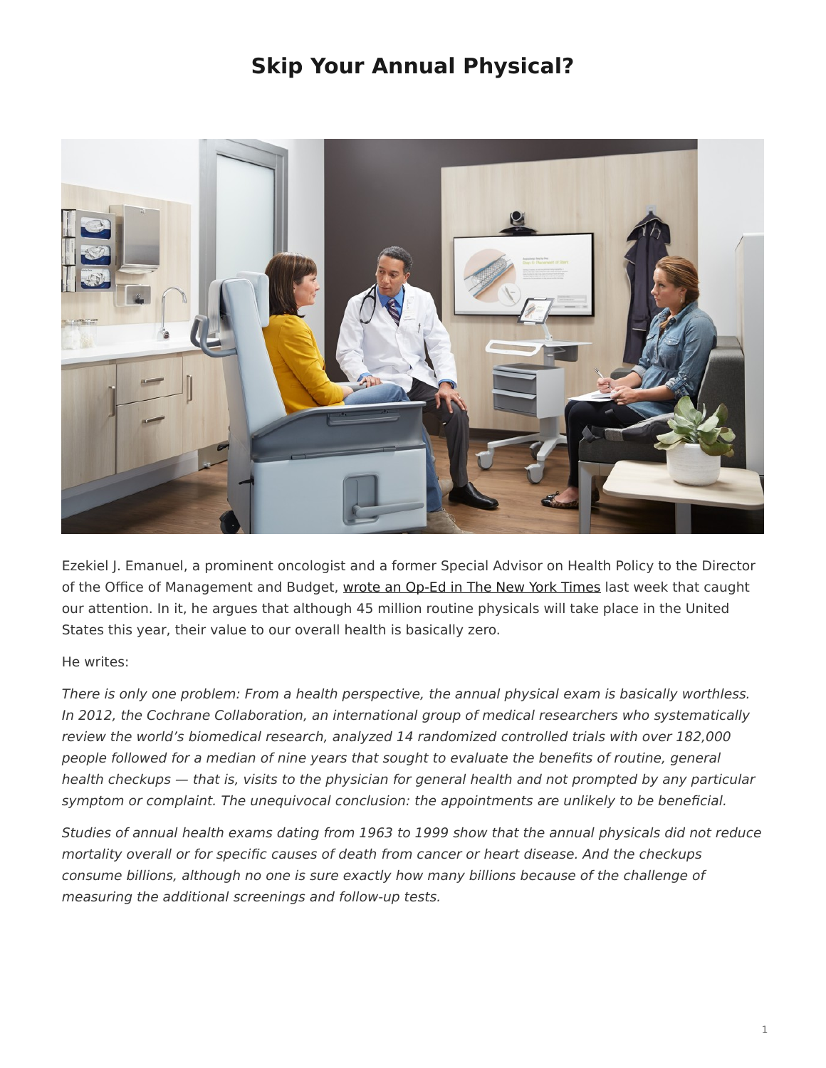# Skip Your Annual Physical?

Ezekiel J. Emanuel, a prominent oncologist and a former Special Advisor on Health Policy to the Director of the Office of Management and Budget, [wrote an Op-Ed in The New York Times]() last week that caught our attention. In it, he argues that although 45 million routine physicals will take place in the United States this year, their value to our overall health is basically zero.

He writes:

*There is only one problem: From a health perspective, the annual physical exam is basically worthless. In 2012, the Cochrane Collaboration, an international group of medical researchers who systematically review the world's biomedical research, analyzed 14 randomized controlled trials with over 182,000 people followed for a median of nine years that sought to evaluate the benefits of routine, general health checkups — that is, visits to the physician for general health and not prompted by any particular symptom or complaint. The unequivocal conclusion: the appointments are unlikely to be beneficial.*

*Studies of annual health exams dating from 1963 to 1999 show that the annual physicals did not reduce mortality overall or for specific causes of death from cancer or heart disease. And the checkups consume billions, although no one is sure exactly how many billions because of the challenge of measuring the additional screenings and follow-up tests.*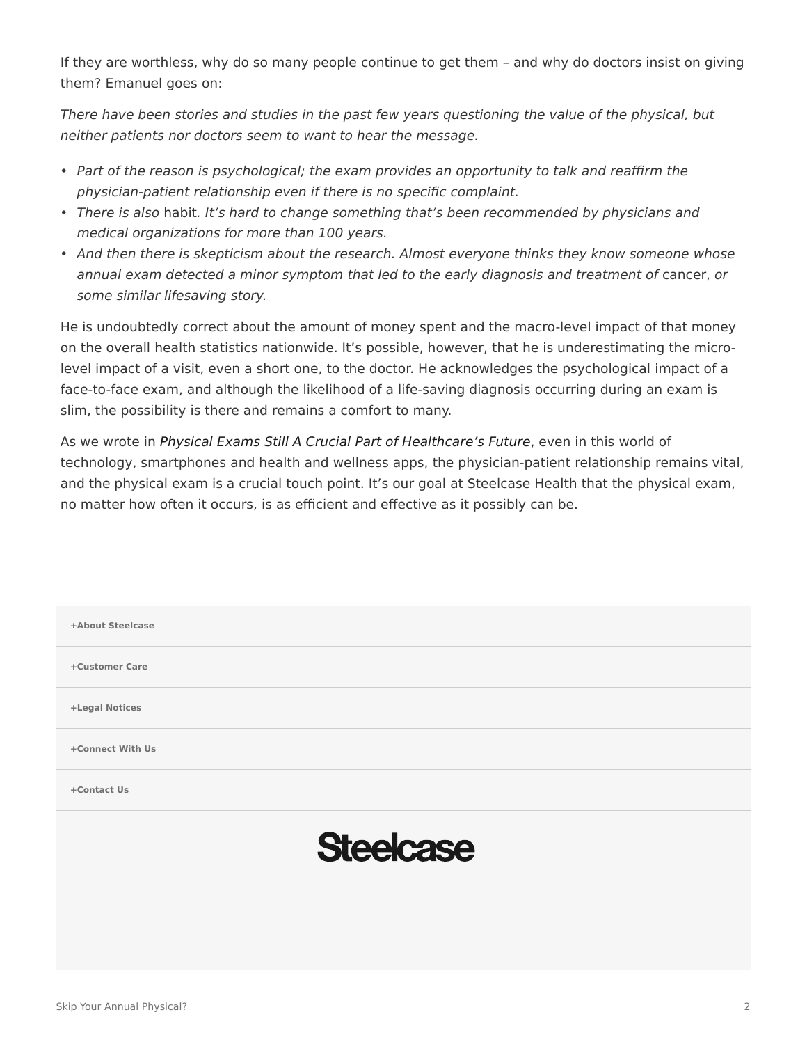If they are worthless, why do so many people continue to get them – and why do doctors insist on giving them? Emanuel goes on:

*There have been stories and studies in the past few years questioning the value of the physical, but neither patients nor doctors seem to want to hear the message.*

- *Part of the reason is psychological; the exam provides an opportunity to talk and reaffirm the physician-patient relationship even if there is no specific complaint.*
- *There is also* habit*. It's hard to change something that's been recommended by physicians and medical organizations for more than 100 years.*
- *And then there is skepticism about the research. Almost everyone thinks they know someone whose annual exam detected a minor symptom that led to the early diagnosis and treatment of* cancer*, or some similar lifesaving story.*

He is undoubtedly correct about the amount of money spent and the macro-level impact of that money on the overall health statistics nationwide. It's possible, however, that he is underestimating the micro-level impact of a visit, even a short one, to the doctor. He acknowledges the psychological impact of a face-to-face exam, and although the likelihood of a life-saving diagnosis occurring during an exam is slim, the possibility is there and remains a comfort to many.

As we wrote in *Physical Exams Still A Crucial Part of Healthcare's Future*, even in this world of technology, smartphones and health and wellness apps, the physician-patient relationship remains vital, and the physical exam is a crucial touch point. It's our goal at Steelcase Health that the physical exam, no matter how often it occurs, is as efficient and effective as it possibly can be.

**+About Steelcase**

**+Customer Care**

**+Legal Notices**

**+Connect With Us**

**+Contact Us**

Steelcase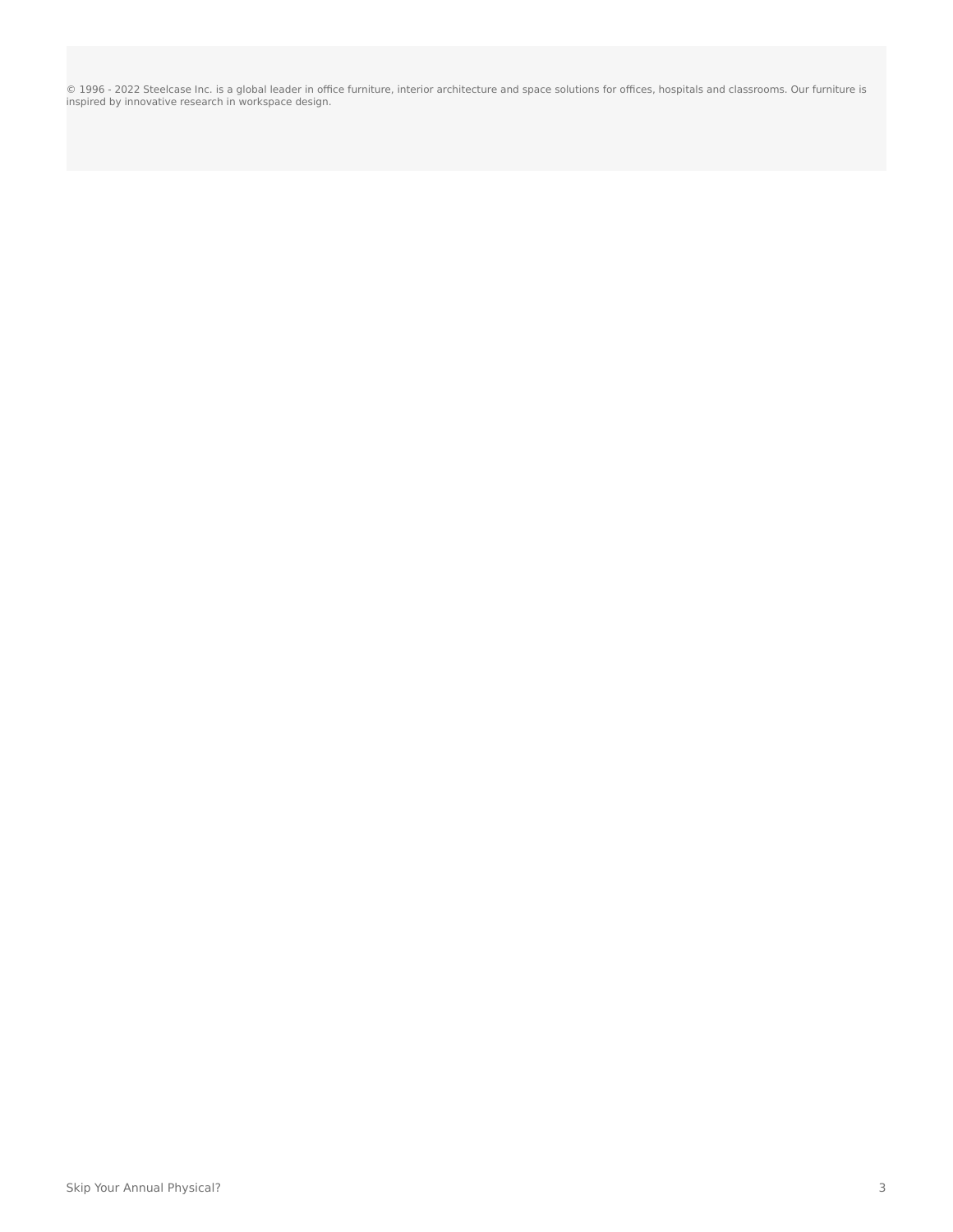© 1996 - 2022 Steelcase Inc. is a global leader in office furniture, interior architecture and space solutions for offices, hospitals and classrooms. Our furniture is inspired by innovative research in workspace design.